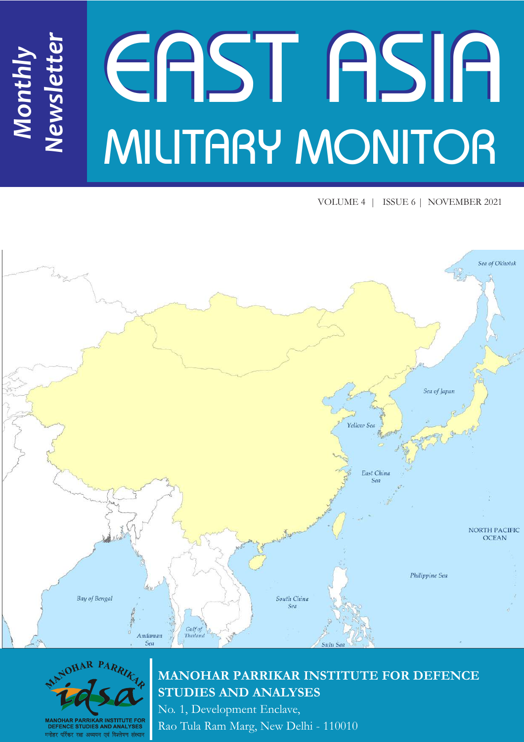Monthly Newsletter

# EAST ASIA MILITARY MONITOR

VOLUME 4 | ISSUE 6 | NOVEMBER 2021

**MANOHAR PARRIKAR INSTITUTE FOR DEFENCE STUDIES AND ANALYSES**

No. 1, Development Enclave,
Rao Tula Ram Marg, New Delhi - 110010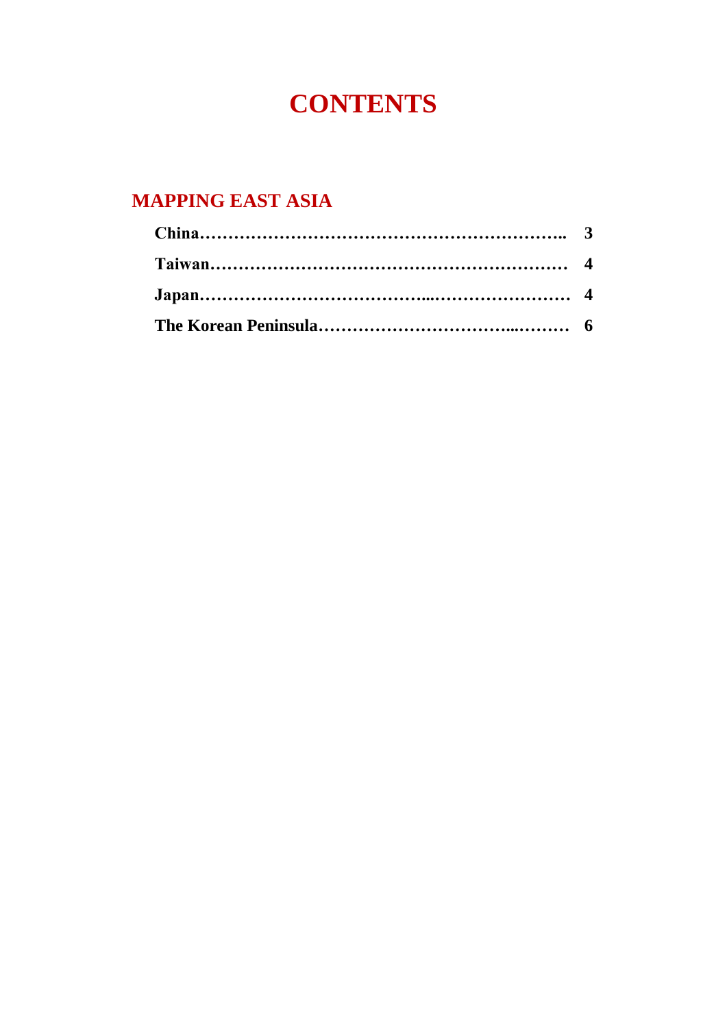# CONTENTS

## MAPPING EAST ASIA

**China** …… **3**

**Taiwan** …… **4**

**Japan** …… **4**

**The Korean Peninsula** …… **6**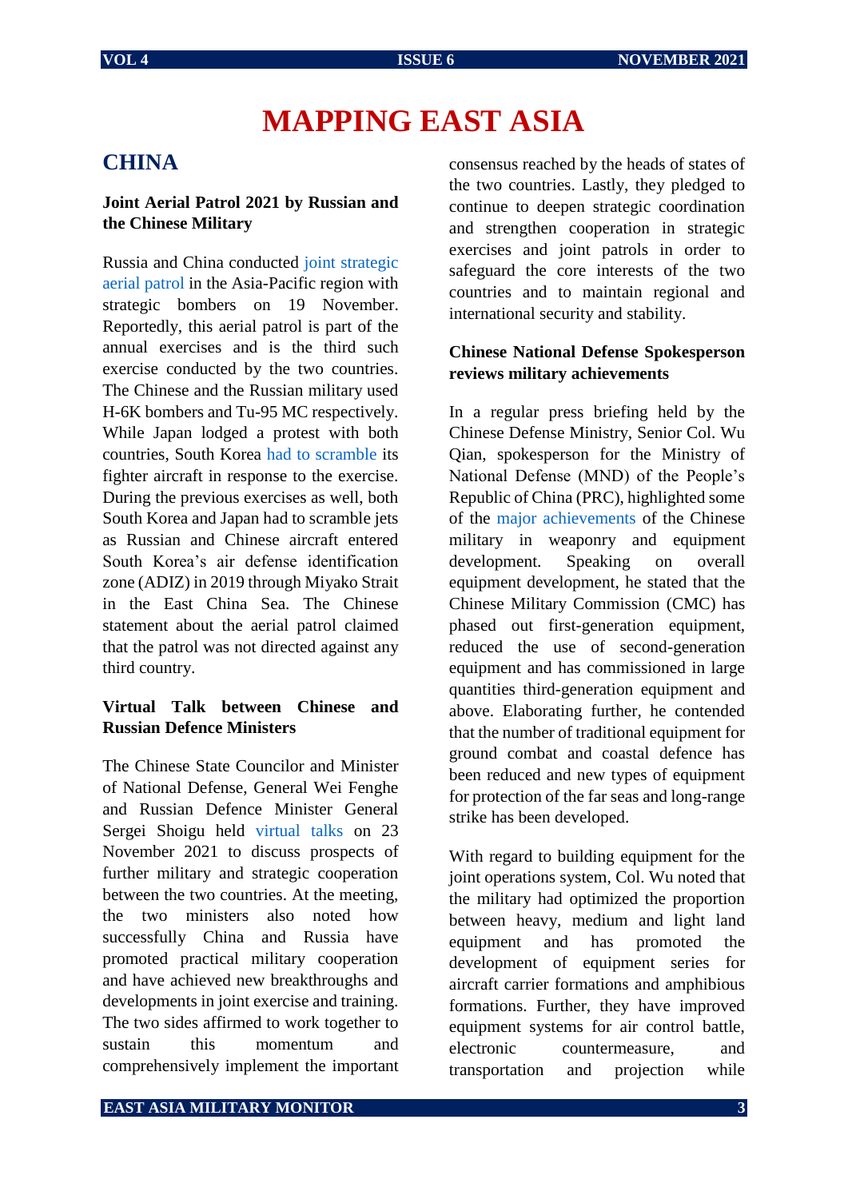# MAPPING EAST ASIA

## CHINA

### Joint Aerial Patrol 2021 by Russian and the Chinese Military

Russia and China conducted joint strategic aerial patrol in the Asia-Pacific region with strategic bombers on 19 November. Reportedly, this aerial patrol is part of the annual exercises and is the third such exercise conducted by the two countries. The Chinese and the Russian military used H-6K bombers and Tu-95 MC respectively. While Japan lodged a protest with both countries, South Korea had to scramble its fighter aircraft in response to the exercise. During the previous exercises as well, both South Korea and Japan had to scramble jets as Russian and Chinese aircraft entered South Korea's air defense identification zone (ADIZ) in 2019 through Miyako Strait in the East China Sea. The Chinese statement about the aerial patrol claimed that the patrol was not directed against any third country.

### Virtual Talk between Chinese and Russian Defence Ministers

The Chinese State Councilor and Minister of National Defense, General Wei Fenghe and Russian Defence Minister General Sergei Shoigu held virtual talks on 23 November 2021 to discuss prospects of further military and strategic cooperation between the two countries. At the meeting, the two ministers also noted how successfully China and Russia have promoted practical military cooperation and have achieved new breakthroughs and developments in joint exercise and training. The two sides affirmed to work together to sustain this momentum and comprehensively implement the important consensus reached by the heads of states of the two countries. Lastly, they pledged to continue to deepen strategic coordination and strengthen cooperation in strategic exercises and joint patrols in order to safeguard the core interests of the two countries and to maintain regional and international security and stability.

### Chinese National Defense Spokesperson reviews military achievements

In a regular press briefing held by the Chinese Defense Ministry, Senior Col. Wu Qian, spokesperson for the Ministry of National Defense (MND) of the People's Republic of China (PRC), highlighted some of the major achievements of the Chinese military in weaponry and equipment development. Speaking on overall equipment development, he stated that the Chinese Military Commission (CMC) has phased out first-generation equipment, reduced the use of second-generation equipment and has commissioned in large quantities third-generation equipment and above. Elaborating further, he contended that the number of traditional equipment for ground combat and coastal defence has been reduced and new types of equipment for protection of the far seas and long-range strike has been developed.

With regard to building equipment for the joint operations system, Col. Wu noted that the military had optimized the proportion between heavy, medium and light land equipment and has promoted the development of equipment series for aircraft carrier formations and amphibious formations. Further, they have improved equipment systems for air control battle, electronic countermeasure, and transportation and projection while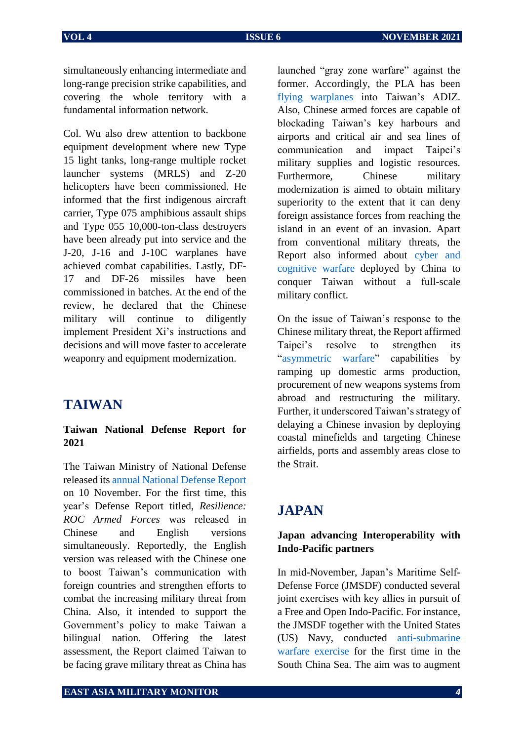simultaneously enhancing intermediate and long-range precision strike capabilities, and covering the whole territory with a fundamental information network.

Col. Wu also drew attention to backbone equipment development where new Type 15 light tanks, long-range multiple rocket launcher systems (MRLS) and Z-20 helicopters have been commissioned. He informed that the first indigenous aircraft carrier, Type 075 amphibious assault ships and Type 055 10,000-ton-class destroyers have been already put into service and the J-20, J-16 and J-10C warplanes have achieved combat capabilities. Lastly, DF-17 and DF-26 missiles have been commissioned in batches. At the end of the review, he declared that the Chinese military will continue to diligently implement President Xi's instructions and decisions and will move faster to accelerate weaponry and equipment modernization.

## TAIWAN

### Taiwan National Defense Report for 2021

The Taiwan Ministry of National Defense released its annual National Defense Report on 10 November. For the first time, this year's Defense Report titled, *Resilience: ROC Armed Forces* was released in Chinese and English versions simultaneously. Reportedly, the English version was released with the Chinese one to boost Taiwan's communication with foreign countries and strengthen efforts to combat the increasing military threat from China. Also, it intended to support the Government's policy to make Taiwan a bilingual nation. Offering the latest assessment, the Report claimed Taiwan to be facing grave military threat as China has launched "gray zone warfare" against the former. Accordingly, the PLA has been flying warplanes into Taiwan's ADIZ. Also, Chinese armed forces are capable of blockading Taiwan's key harbours and airports and critical air and sea lines of communication and impact Taipei's military supplies and logistic resources. Furthermore, Chinese military modernization is aimed to obtain military superiority to the extent that it can deny foreign assistance forces from reaching the island in an event of an invasion. Apart from conventional military threats, the Report also informed about cyber and cognitive warfare deployed by China to conquer Taiwan without a full-scale military conflict.

On the issue of Taiwan's response to the Chinese military threat, the Report affirmed Taipei's resolve to strengthen its "asymmetric warfare" capabilities by ramping up domestic arms production, procurement of new weapons systems from abroad and restructuring the military. Further, it underscored Taiwan's strategy of delaying a Chinese invasion by deploying coastal minefields and targeting Chinese airfields, ports and assembly areas close to the Strait.

## JAPAN

### Japan advancing Interoperability with Indo-Pacific partners

In mid-November, Japan's Maritime Self-Defense Force (JMSDF) conducted several joint exercises with key allies in pursuit of a Free and Open Indo-Pacific. For instance, the JMSDF together with the United States (US) Navy, conducted anti-submarine warfare exercise for the first time in the South China Sea. The aim was to augment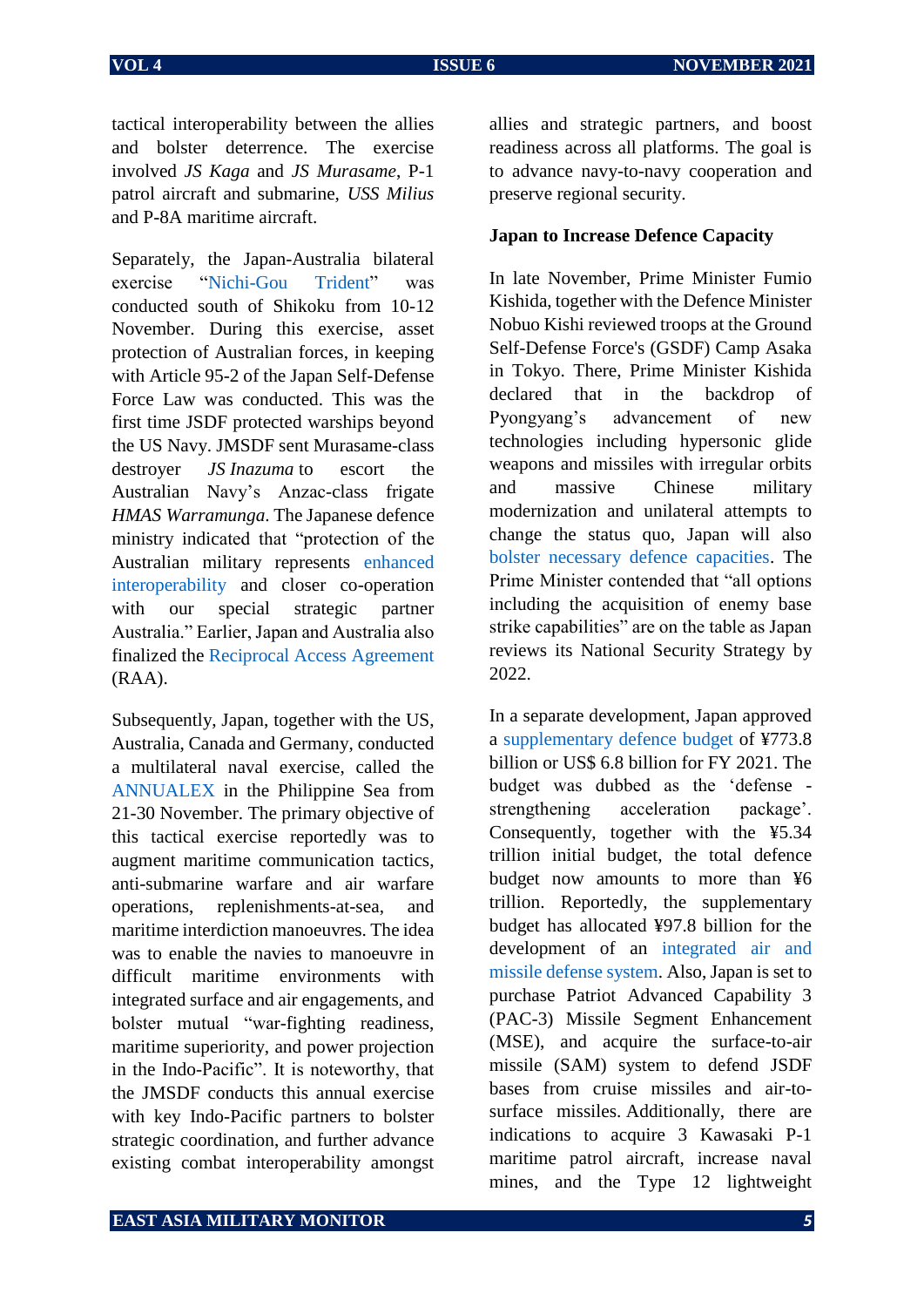tactical interoperability between the allies and bolster deterrence. The exercise involved *JS Kaga* and *JS Murasame*, P-1 patrol aircraft and submarine, *USS Milius* and P-8A maritime aircraft.

Separately, the Japan-Australia bilateral exercise "Nichi-Gou Trident" was conducted south of Shikoku from 10-12 November. During this exercise, asset protection of Australian forces, in keeping with Article 95-2 of the Japan Self-Defense Force Law was conducted. This was the first time JSDF protected warships beyond the US Navy. JMSDF sent Murasame-class destroyer *JS Inazuma* to escort the Australian Navy's Anzac-class frigate *HMAS Warramunga*. The Japanese defence ministry indicated that "protection of the Australian military represents enhanced interoperability and closer co-operation with our special strategic partner Australia." Earlier, Japan and Australia also finalized the Reciprocal Access Agreement (RAA).

Subsequently, Japan, together with the US, Australia, Canada and Germany, conducted a multilateral naval exercise, called the ANNUALEX in the Philippine Sea from 21-30 November. The primary objective of this tactical exercise reportedly was to augment maritime communication tactics, anti-submarine warfare and air warfare operations, replenishments-at-sea, and maritime interdiction manoeuvres. The idea was to enable the navies to manoeuvre in difficult maritime environments with integrated surface and air engagements, and bolster mutual "war-fighting readiness, maritime superiority, and power projection in the Indo-Pacific". It is noteworthy, that the JMSDF conducts this annual exercise with key Indo-Pacific partners to bolster strategic coordination, and further advance existing combat interoperability amongst allies and strategic partners, and boost readiness across all platforms. The goal is to advance navy-to-navy cooperation and preserve regional security.

**Japan to Increase Defence Capacity**

In late November, Prime Minister Fumio Kishida, together with the Defence Minister Nobuo Kishi reviewed troops at the Ground Self-Defense Force's (GSDF) Camp Asaka in Tokyo. There, Prime Minister Kishida declared that in the backdrop of Pyongyang's advancement of new technologies including hypersonic glide weapons and missiles with irregular orbits and massive Chinese military modernization and unilateral attempts to change the status quo, Japan will also bolster necessary defence capacities. The Prime Minister contended that "all options including the acquisition of enemy base strike capabilities" are on the table as Japan reviews its National Security Strategy by 2022.

In a separate development, Japan approved a supplementary defence budget of ¥773.8 billion or US$ 6.8 billion for FY 2021. The budget was dubbed as the 'defense - strengthening acceleration package'. Consequently, together with the ¥5.34 trillion initial budget, the total defence budget now amounts to more than ¥6 trillion. Reportedly, the supplementary budget has allocated ¥97.8 billion for the development of an integrated air and missile defense system. Also, Japan is set to purchase Patriot Advanced Capability 3 (PAC-3) Missile Segment Enhancement (MSE), and acquire the surface-to-air missile (SAM) system to defend JSDF bases from cruise missiles and air-to-surface missiles. Additionally, there are indications to acquire 3 Kawasaki P-1 maritime patrol aircraft, increase naval mines, and the Type 12 lightweight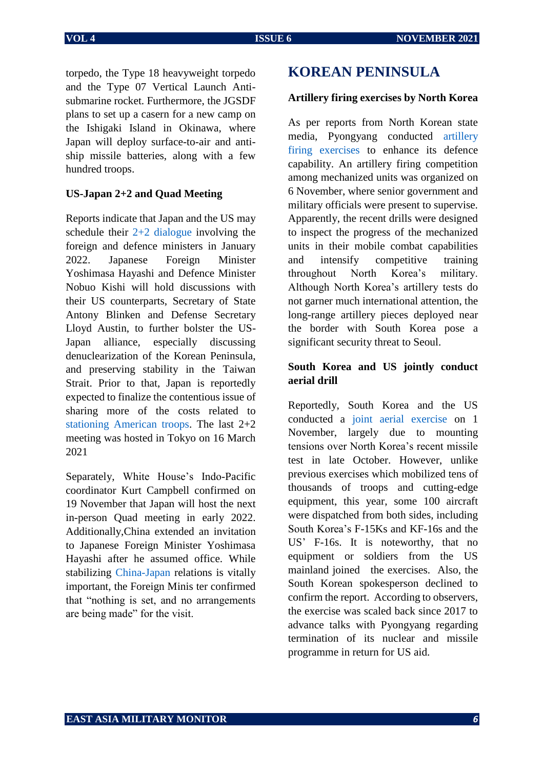torpedo, the Type 18 heavyweight torpedo and the Type 07 Vertical Launch Anti-submarine rocket. Furthermore, the JGSDF plans to set up a casern for a new camp on the Ishigaki Island in Okinawa, where Japan will deploy surface-to-air and anti-ship missile batteries, along with a few hundred troops.

### US-Japan 2+2 and Quad Meeting

Reports indicate that Japan and the US may schedule their 2+2 dialogue involving the foreign and defence ministers in January 2022. Japanese Foreign Minister Yoshimasa Hayashi and Defence Minister Nobuo Kishi will hold discussions with their US counterparts, Secretary of State Antony Blinken and Defense Secretary Lloyd Austin, to further bolster the US-Japan alliance, especially discussing denuclearization of the Korean Peninsula, and preserving stability in the Taiwan Strait. Prior to that, Japan is reportedly expected to finalize the contentious issue of sharing more of the costs related to stationing American troops. The last 2+2 meeting was hosted in Tokyo on 16 March 2021

Separately, White House's Indo-Pacific coordinator Kurt Campbell confirmed on 19 November that Japan will host the next in-person Quad meeting in early 2022. Additionally,China extended an invitation to Japanese Foreign Minister Yoshimasa Hayashi after he assumed office. While stabilizing China-Japan relations is vitally important, the Foreign Minis ter confirmed that "nothing is set, and no arrangements are being made" for the visit.

## KOREAN PENINSULA

### Artillery firing exercises by North Korea

As per reports from North Korean state media, Pyongyang conducted artillery firing exercises to enhance its defence capability. An artillery firing competition among mechanized units was organized on 6 November, where senior government and military officials were present to supervise. Apparently, the recent drills were designed to inspect the progress of the mechanized units in their mobile combat capabilities and intensify competitive training throughout North Korea's military. Although North Korea's artillery tests do not garner much international attention, the long-range artillery pieces deployed near the border with South Korea pose a significant security threat to Seoul.

### South Korea and US jointly conduct aerial drill

Reportedly, South Korea and the US conducted a joint aerial exercise on 1 November, largely due to mounting tensions over North Korea's recent missile test in late October. However, unlike previous exercises which mobilized tens of thousands of troops and cutting-edge equipment, this year, some 100 aircraft were dispatched from both sides, including South Korea's F-15Ks and KF-16s and the US' F-16s. It is noteworthy, that no equipment or soldiers from the US mainland joined the exercises. Also, the South Korean spokesperson declined to confirm the report. According to observers, the exercise was scaled back since 2017 to advance talks with Pyongyang regarding termination of its nuclear and missile programme in return for US aid.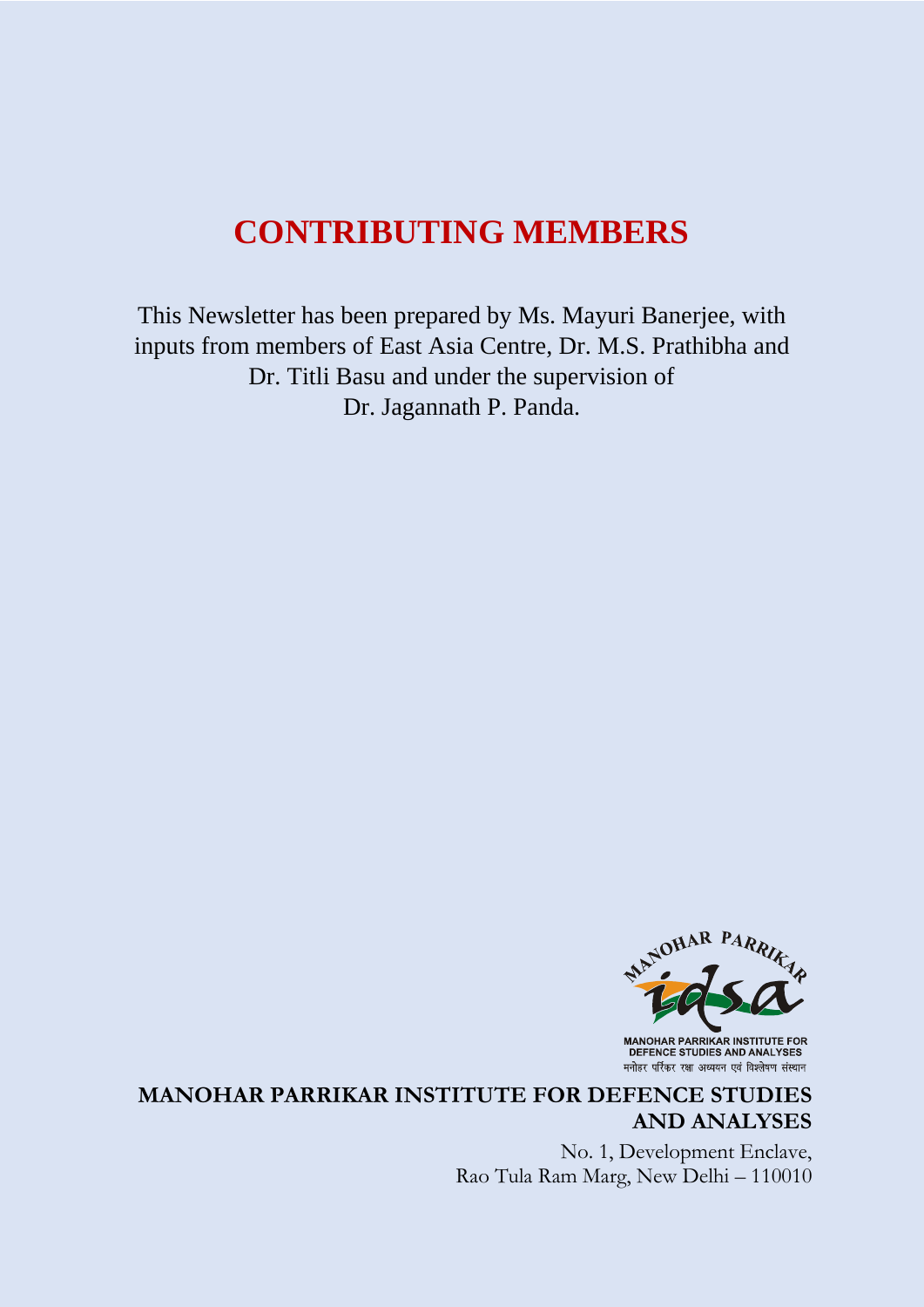# CONTRIBUTING MEMBERS

This Newsletter has been prepared by Ms. Mayuri Banerjee, with inputs from members of East Asia Centre, Dr. M.S. Prathibha and Dr. Titli Basu and under the supervision of Dr. Jagannath P. Panda.

MANOHAR PARRIKAR INSTITUTE FOR DEFENCE STUDIES AND ANALYSES
मनोहर पर्रिकर रक्षा अध्ययन एवं विश्लेषण संस्थान

**MANOHAR PARRIKAR INSTITUTE FOR DEFENCE STUDIES AND ANALYSES**

No. 1, Development Enclave,
Rao Tula Ram Marg, New Delhi – 110010